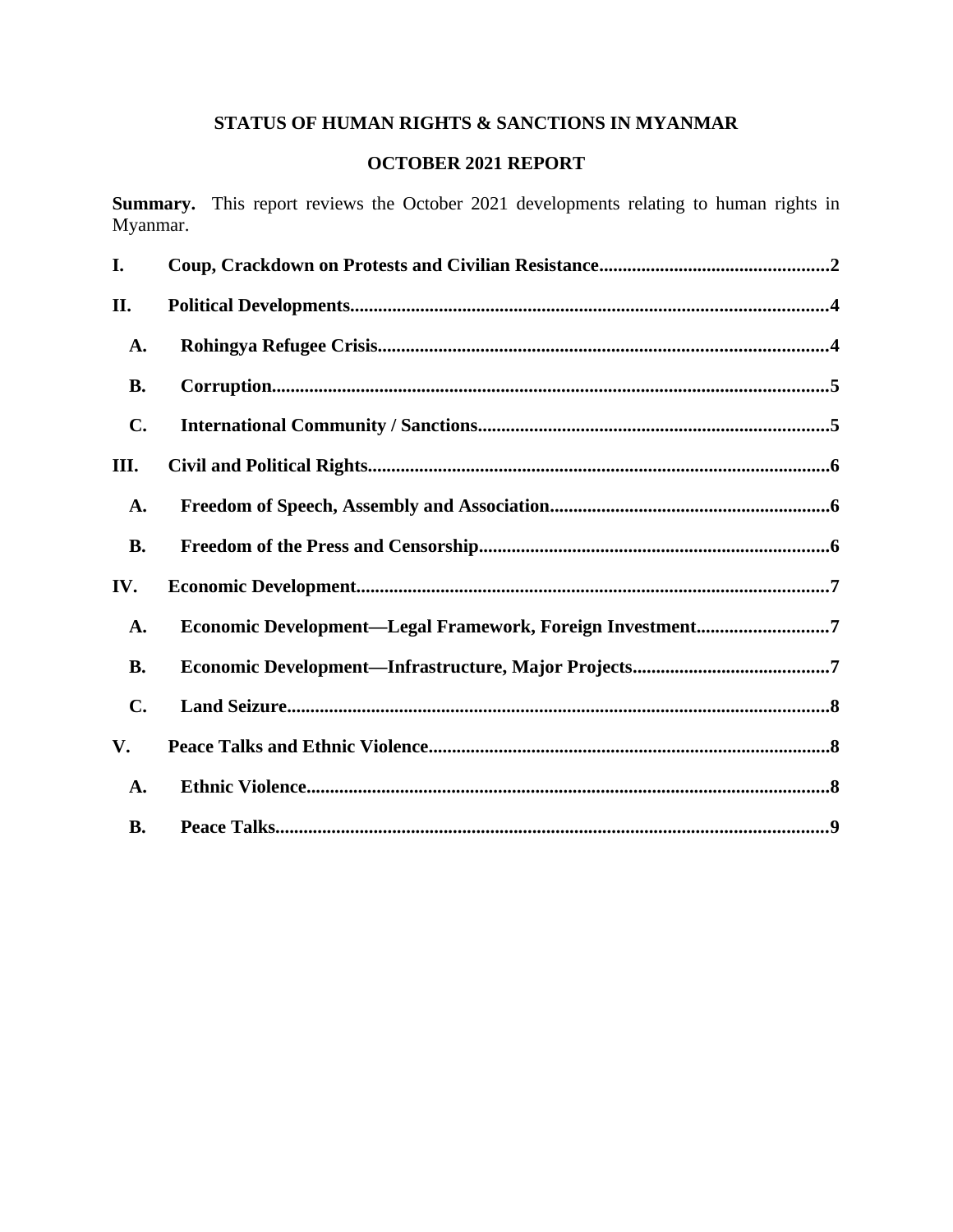# STATUS OF HUMAN RIGHTS & SANCTIONS IN MYANMAR

## OCTOBER 2021 REPORT

**Summary.** This report reviews the October 2021 developments relating to human rights in Myanmar.

**I. Coup, Crackdown on Protests and Civilian Resistance** ........ 2

**II. Political Developments** ........ 4

- **A. Rohingya Refugee Crisis** ........ 4
- **B. Corruption** ........ 5
- **C. International Community / Sanctions** ........ 5

**III. Civil and Political Rights** ........ 6

- **A. Freedom of Speech, Assembly and Association** ........ 6
- **B. Freedom of the Press and Censorship** ........ 6

**IV. Economic Development** ........ 7

- **A. Economic Development—Legal Framework, Foreign Investment** ........ 7
- **B. Economic Development—Infrastructure, Major Projects** ........ 7
- **C. Land Seizure** ........ 8

**V. Peace Talks and Ethnic Violence** ........ 8

- **A. Ethnic Violence** ........ 8
- **B. Peace Talks** ........ 9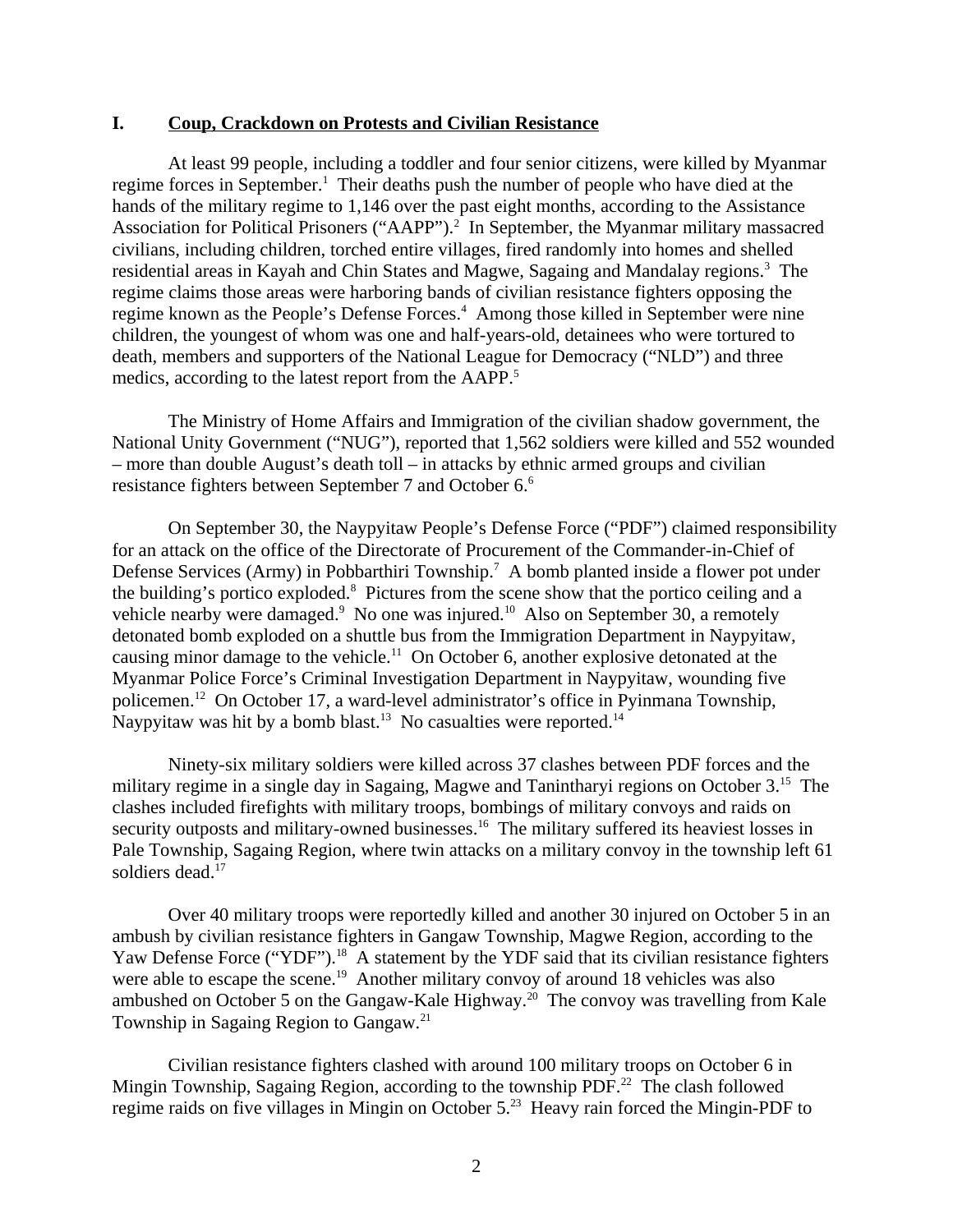## I. Coup, Crackdown on Protests and Civilian Resistance

At least 99 people, including a toddler and four senior citizens, were killed by Myanmar regime forces in September.[1] Their deaths push the number of people who have died at the hands of the military regime to 1,146 over the past eight months, according to the Assistance Association for Political Prisoners ("AAPP").[2] In September, the Myanmar military massacred civilians, including children, torched entire villages, fired randomly into homes and shelled residential areas in Kayah and Chin States and Magwe, Sagaing and Mandalay regions.[3] The regime claims those areas were harboring bands of civilian resistance fighters opposing the regime known as the People's Defense Forces.[4] Among those killed in September were nine children, the youngest of whom was one and half-years-old, detainees who were tortured to death, members and supporters of the National League for Democracy ("NLD") and three medics, according to the latest report from the AAPP.[5]

The Ministry of Home Affairs and Immigration of the civilian shadow government, the National Unity Government ("NUG"), reported that 1,562 soldiers were killed and 552 wounded – more than double August's death toll – in attacks by ethnic armed groups and civilian resistance fighters between September 7 and October 6.[6]

On September 30, the Naypyitaw People's Defense Force ("PDF") claimed responsibility for an attack on the office of the Directorate of Procurement of the Commander-in-Chief of Defense Services (Army) in Pobbarthiri Township.[7] A bomb planted inside a flower pot under the building's portico exploded.[8] Pictures from the scene show that the portico ceiling and a vehicle nearby were damaged.[9] No one was injured.[10] Also on September 30, a remotely detonated bomb exploded on a shuttle bus from the Immigration Department in Naypyitaw, causing minor damage to the vehicle.[11] On October 6, another explosive detonated at the Myanmar Police Force's Criminal Investigation Department in Naypyitaw, wounding five policemen.[12] On October 17, a ward-level administrator's office in Pyinmana Township, Naypyitaw was hit by a bomb blast.[13] No casualties were reported.[14]

Ninety-six military soldiers were killed across 37 clashes between PDF forces and the military regime in a single day in Sagaing, Magwe and Tanintharyi regions on October 3.[15] The clashes included firefights with military troops, bombings of military convoys and raids on security outposts and military-owned businesses.[16] The military suffered its heaviest losses in Pale Township, Sagaing Region, where twin attacks on a military convoy in the township left 61 soldiers dead.[17]

Over 40 military troops were reportedly killed and another 30 injured on October 5 in an ambush by civilian resistance fighters in Gangaw Township, Magwe Region, according to the Yaw Defense Force ("YDF").[18] A statement by the YDF said that its civilian resistance fighters were able to escape the scene.[19] Another military convoy of around 18 vehicles was also ambushed on October 5 on the Gangaw-Kale Highway.[20] The convoy was travelling from Kale Township in Sagaing Region to Gangaw.[21]

Civilian resistance fighters clashed with around 100 military troops on October 6 in Mingin Township, Sagaing Region, according to the township PDF.[22] The clash followed regime raids on five villages in Mingin on October 5.[23] Heavy rain forced the Mingin-PDF to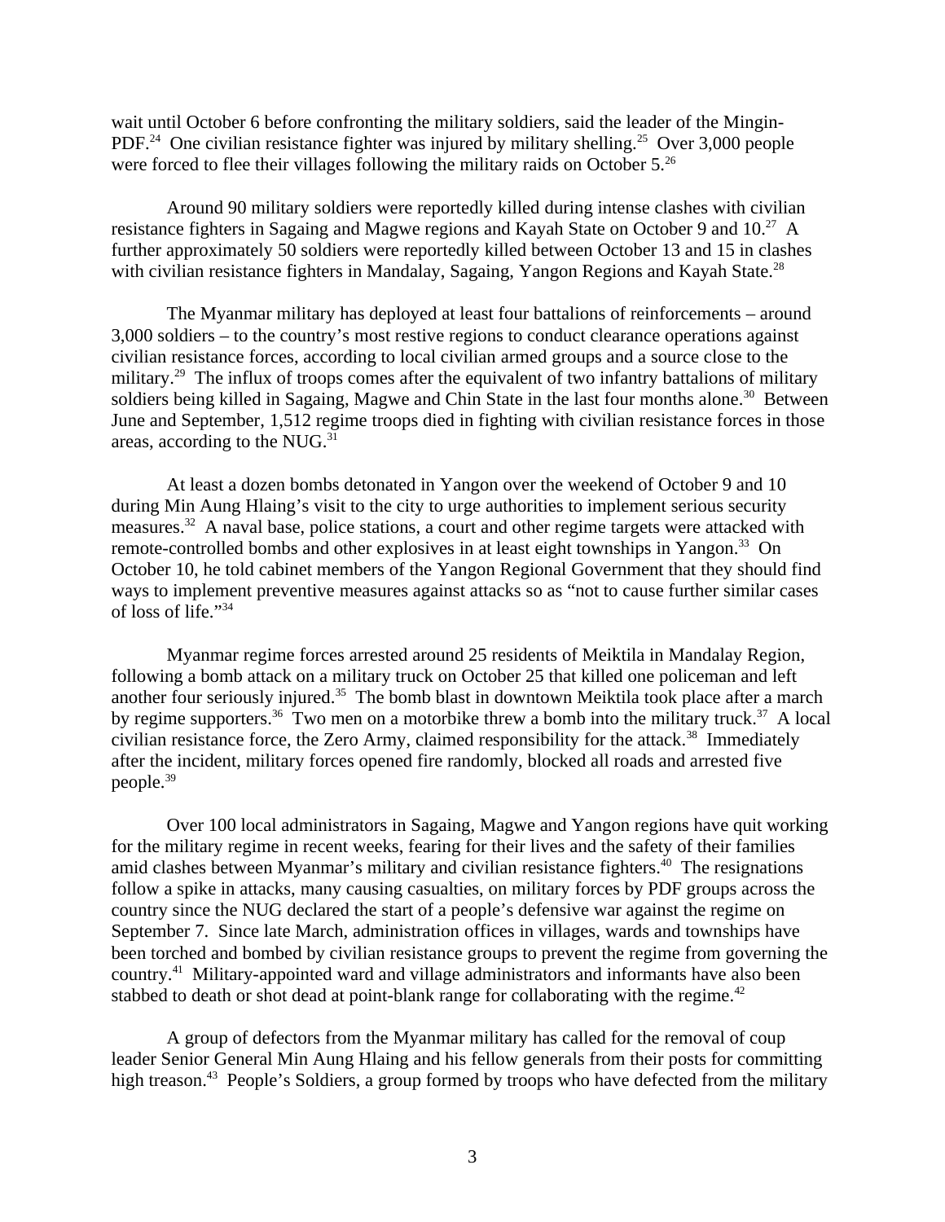wait until October 6 before confronting the military soldiers, said the leader of the Mingin-PDF.[24] One civilian resistance fighter was injured by military shelling.[25] Over 3,000 people were forced to flee their villages following the military raids on October 5.[26]

Around 90 military soldiers were reportedly killed during intense clashes with civilian resistance fighters in Sagaing and Magwe regions and Kayah State on October 9 and 10.[27] A further approximately 50 soldiers were reportedly killed between October 13 and 15 in clashes with civilian resistance fighters in Mandalay, Sagaing, Yangon Regions and Kayah State.[28]

The Myanmar military has deployed at least four battalions of reinforcements – around 3,000 soldiers – to the country's most restive regions to conduct clearance operations against civilian resistance forces, according to local civilian armed groups and a source close to the military.[29] The influx of troops comes after the equivalent of two infantry battalions of military soldiers being killed in Sagaing, Magwe and Chin State in the last four months alone.[30] Between June and September, 1,512 regime troops died in fighting with civilian resistance forces in those areas, according to the NUG.[31]

At least a dozen bombs detonated in Yangon over the weekend of October 9 and 10 during Min Aung Hlaing's visit to the city to urge authorities to implement serious security measures.[32] A naval base, police stations, a court and other regime targets were attacked with remote-controlled bombs and other explosives in at least eight townships in Yangon.[33] On October 10, he told cabinet members of the Yangon Regional Government that they should find ways to implement preventive measures against attacks so as "not to cause further similar cases of loss of life."[34]

Myanmar regime forces arrested around 25 residents of Meiktila in Mandalay Region, following a bomb attack on a military truck on October 25 that killed one policeman and left another four seriously injured.[35] The bomb blast in downtown Meiktila took place after a march by regime supporters.[36] Two men on a motorbike threw a bomb into the military truck.[37] A local civilian resistance force, the Zero Army, claimed responsibility for the attack.[38] Immediately after the incident, military forces opened fire randomly, blocked all roads and arrested five people.[39]

Over 100 local administrators in Sagaing, Magwe and Yangon regions have quit working for the military regime in recent weeks, fearing for their lives and the safety of their families amid clashes between Myanmar's military and civilian resistance fighters.[40] The resignations follow a spike in attacks, many causing casualties, on military forces by PDF groups across the country since the NUG declared the start of a people's defensive war against the regime on September 7. Since late March, administration offices in villages, wards and townships have been torched and bombed by civilian resistance groups to prevent the regime from governing the country.[41] Military-appointed ward and village administrators and informants have also been stabbed to death or shot dead at point-blank range for collaborating with the regime.[42]

A group of defectors from the Myanmar military has called for the removal of coup leader Senior General Min Aung Hlaing and his fellow generals from their posts for committing high treason.[43] People's Soldiers, a group formed by troops who have defected from the military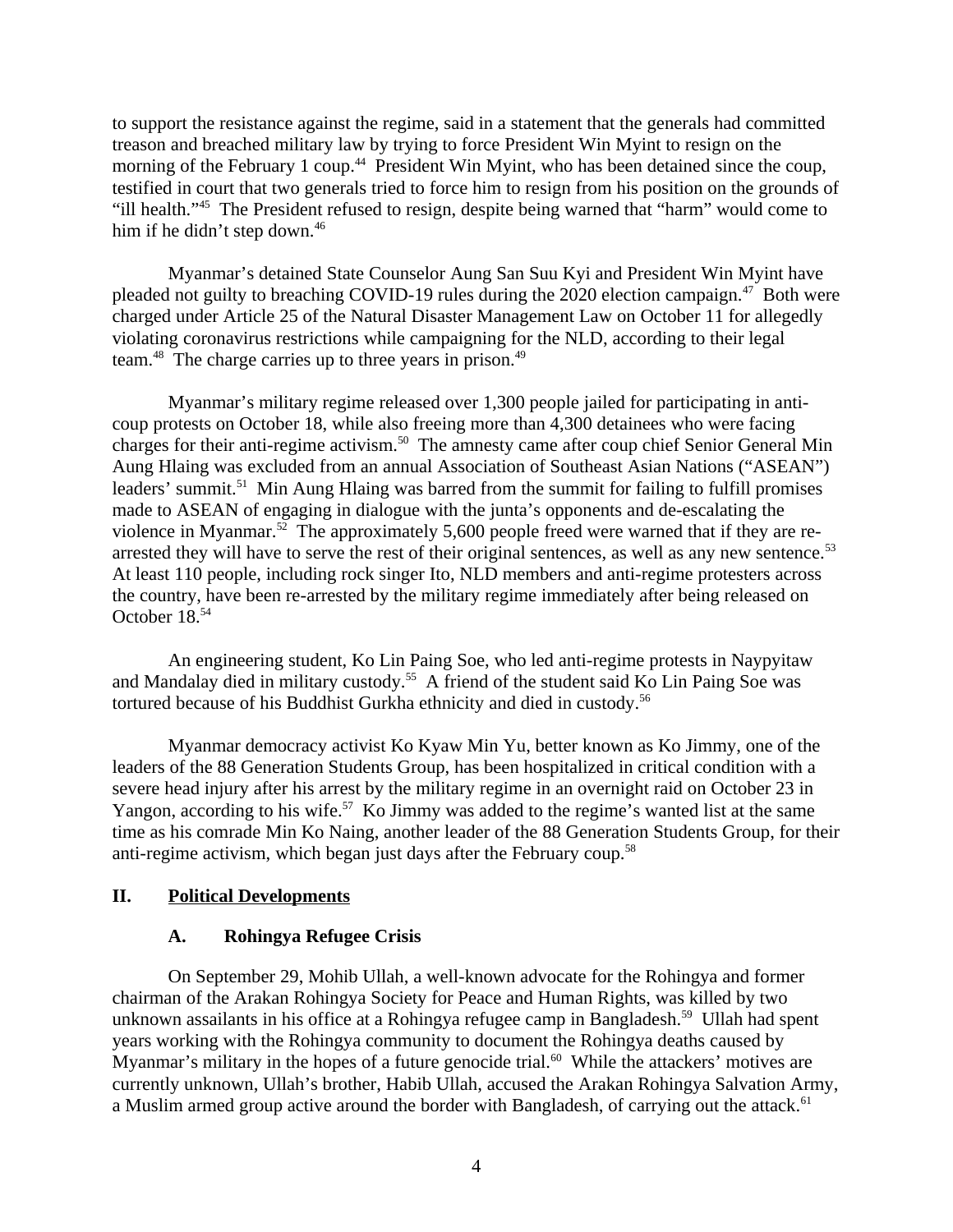to support the resistance against the regime, said in a statement that the generals had committed treason and breached military law by trying to force President Win Myint to resign on the morning of the February 1 coup.[44] President Win Myint, who has been detained since the coup, testified in court that two generals tried to force him to resign from his position on the grounds of "ill health."[45] The President refused to resign, despite being warned that "harm" would come to him if he didn't step down.[46]

Myanmar's detained State Counselor Aung San Suu Kyi and President Win Myint have pleaded not guilty to breaching COVID-19 rules during the 2020 election campaign.[47] Both were charged under Article 25 of the Natural Disaster Management Law on October 11 for allegedly violating coronavirus restrictions while campaigning for the NLD, according to their legal team.[48] The charge carries up to three years in prison.[49]

Myanmar's military regime released over 1,300 people jailed for participating in anti-coup protests on October 18, while also freeing more than 4,300 detainees who were facing charges for their anti-regime activism.[50] The amnesty came after coup chief Senior General Min Aung Hlaing was excluded from an annual Association of Southeast Asian Nations ("ASEAN") leaders' summit.[51] Min Aung Hlaing was barred from the summit for failing to fulfill promises made to ASEAN of engaging in dialogue with the junta's opponents and de-escalating the violence in Myanmar.[52] The approximately 5,600 people freed were warned that if they are re-arrested they will have to serve the rest of their original sentences, as well as any new sentence.[53] At least 110 people, including rock singer Ito, NLD members and anti-regime protesters across the country, have been re-arrested by the military regime immediately after being released on October 18.[54]

An engineering student, Ko Lin Paing Soe, who led anti-regime protests in Naypyitaw and Mandalay died in military custody.[55] A friend of the student said Ko Lin Paing Soe was tortured because of his Buddhist Gurkha ethnicity and died in custody.[56]

Myanmar democracy activist Ko Kyaw Min Yu, better known as Ko Jimmy, one of the leaders of the 88 Generation Students Group, has been hospitalized in critical condition with a severe head injury after his arrest by the military regime in an overnight raid on October 23 in Yangon, according to his wife.[57] Ko Jimmy was added to the regime's wanted list at the same time as his comrade Min Ko Naing, another leader of the 88 Generation Students Group, for their anti-regime activism, which began just days after the February coup.[58]

## II. Political Developments

### A. Rohingya Refugee Crisis

On September 29, Mohib Ullah, a well-known advocate for the Rohingya and former chairman of the Arakan Rohingya Society for Peace and Human Rights, was killed by two unknown assailants in his office at a Rohingya refugee camp in Bangladesh.[59] Ullah had spent years working with the Rohingya community to document the Rohingya deaths caused by Myanmar's military in the hopes of a future genocide trial.[60] While the attackers' motives are currently unknown, Ullah's brother, Habib Ullah, accused the Arakan Rohingya Salvation Army, a Muslim armed group active around the border with Bangladesh, of carrying out the attack.[61]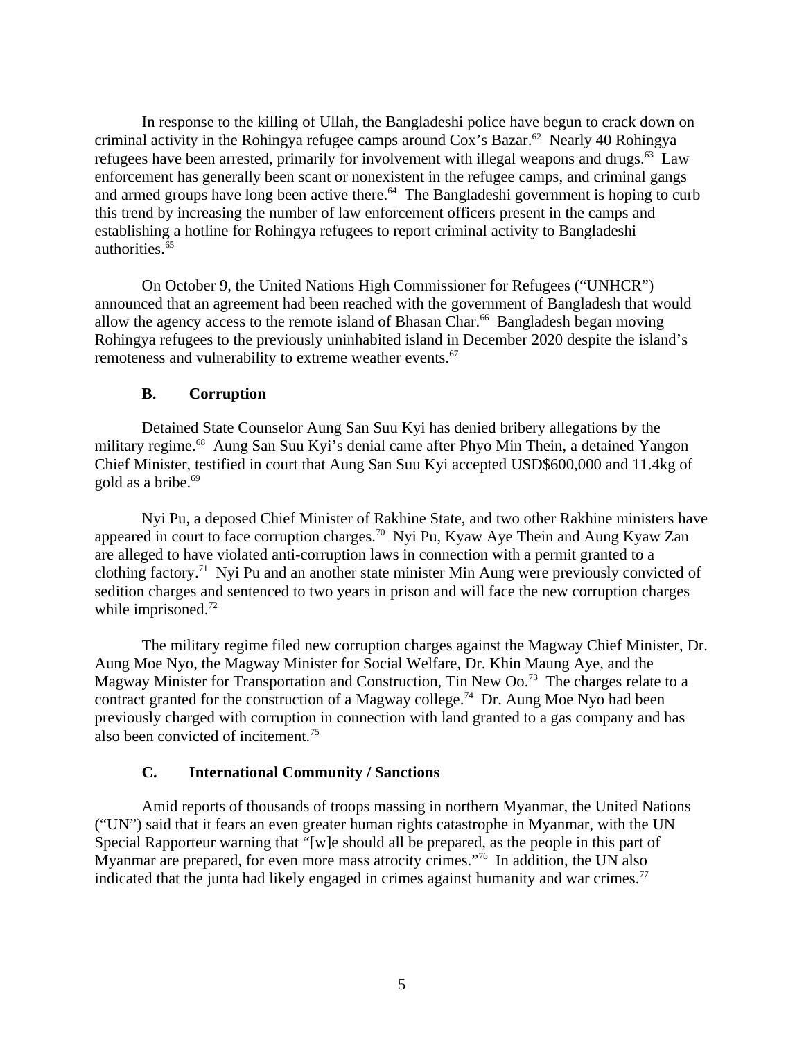In response to the killing of Ullah, the Bangladeshi police have begun to crack down on criminal activity in the Rohingya refugee camps around Cox's Bazar.[62] Nearly 40 Rohingya refugees have been arrested, primarily for involvement with illegal weapons and drugs.[63] Law enforcement has generally been scant or nonexistent in the refugee camps, and criminal gangs and armed groups have long been active there.[64] The Bangladeshi government is hoping to curb this trend by increasing the number of law enforcement officers present in the camps and establishing a hotline for Rohingya refugees to report criminal activity to Bangladeshi authorities.[65]

On October 9, the United Nations High Commissioner for Refugees ("UNHCR") announced that an agreement had been reached with the government of Bangladesh that would allow the agency access to the remote island of Bhasan Char.[66] Bangladesh began moving Rohingya refugees to the previously uninhabited island in December 2020 despite the island's remoteness and vulnerability to extreme weather events.[67]

### B. Corruption

Detained State Counselor Aung San Suu Kyi has denied bribery allegations by the military regime.[68] Aung San Suu Kyi's denial came after Phyo Min Thein, a detained Yangon Chief Minister, testified in court that Aung San Suu Kyi accepted USD$600,000 and 11.4kg of gold as a bribe.[69]

Nyi Pu, a deposed Chief Minister of Rakhine State, and two other Rakhine ministers have appeared in court to face corruption charges.[70] Nyi Pu, Kyaw Aye Thein and Aung Kyaw Zan are alleged to have violated anti-corruption laws in connection with a permit granted to a clothing factory.[71] Nyi Pu and an another state minister Min Aung were previously convicted of sedition charges and sentenced to two years in prison and will face the new corruption charges while imprisoned.[72]

The military regime filed new corruption charges against the Magway Chief Minister, Dr. Aung Moe Nyo, the Magway Minister for Social Welfare, Dr. Khin Maung Aye, and the Magway Minister for Transportation and Construction, Tin New Oo.[73] The charges relate to a contract granted for the construction of a Magway college.[74] Dr. Aung Moe Nyo had been previously charged with corruption in connection with land granted to a gas company and has also been convicted of incitement.[75]

### C. International Community / Sanctions

Amid reports of thousands of troops massing in northern Myanmar, the United Nations ("UN") said that it fears an even greater human rights catastrophe in Myanmar, with the UN Special Rapporteur warning that "[w]e should all be prepared, as the people in this part of Myanmar are prepared, for even more mass atrocity crimes."[76] In addition, the UN also indicated that the junta had likely engaged in crimes against humanity and war crimes.[77]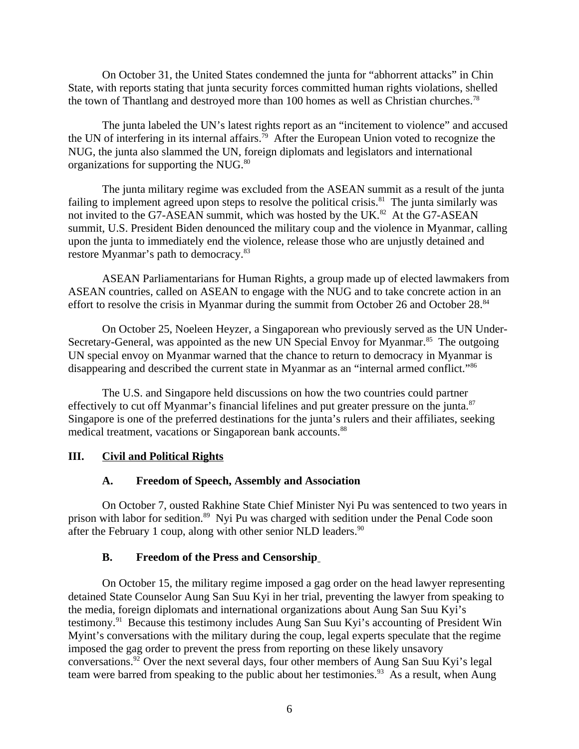On October 31, the United States condemned the junta for "abhorrent attacks" in Chin State, with reports stating that junta security forces committed human rights violations, shelled the town of Thantlang and destroyed more than 100 homes as well as Christian churches.[78]

The junta labeled the UN's latest rights report as an "incitement to violence" and accused the UN of interfering in its internal affairs.[79] After the European Union voted to recognize the NUG, the junta also slammed the UN, foreign diplomats and legislators and international organizations for supporting the NUG.[80]

The junta military regime was excluded from the ASEAN summit as a result of the junta failing to implement agreed upon steps to resolve the political crisis.[81] The junta similarly was not invited to the G7-ASEAN summit, which was hosted by the UK.[82] At the G7-ASEAN summit, U.S. President Biden denounced the military coup and the violence in Myanmar, calling upon the junta to immediately end the violence, release those who are unjustly detained and restore Myanmar's path to democracy.[83]

ASEAN Parliamentarians for Human Rights, a group made up of elected lawmakers from ASEAN countries, called on ASEAN to engage with the NUG and to take concrete action in an effort to resolve the crisis in Myanmar during the summit from October 26 and October 28.[84]

On October 25, Noeleen Heyzer, a Singaporean who previously served as the UN Under-Secretary-General, was appointed as the new UN Special Envoy for Myanmar.[85] The outgoing UN special envoy on Myanmar warned that the chance to return to democracy in Myanmar is disappearing and described the current state in Myanmar as an "internal armed conflict."[86]

The U.S. and Singapore held discussions on how the two countries could partner effectively to cut off Myanmar's financial lifelines and put greater pressure on the junta.[87] Singapore is one of the preferred destinations for the junta's rulers and their affiliates, seeking medical treatment, vacations or Singaporean bank accounts.[88]

## III. Civil and Political Rights

### A. Freedom of Speech, Assembly and Association

On October 7, ousted Rakhine State Chief Minister Nyi Pu was sentenced to two years in prison with labor for sedition.[89] Nyi Pu was charged with sedition under the Penal Code soon after the February 1 coup, along with other senior NLD leaders.[90]

### B. Freedom of the Press and Censorship

On October 15, the military regime imposed a gag order on the head lawyer representing detained State Counselor Aung San Suu Kyi in her trial, preventing the lawyer from speaking to the media, foreign diplomats and international organizations about Aung San Suu Kyi's testimony.[91] Because this testimony includes Aung San Suu Kyi's accounting of President Win Myint's conversations with the military during the coup, legal experts speculate that the regime imposed the gag order to prevent the press from reporting on these likely unsavory conversations.[92] Over the next several days, four other members of Aung San Suu Kyi's legal team were barred from speaking to the public about her testimonies.[93] As a result, when Aung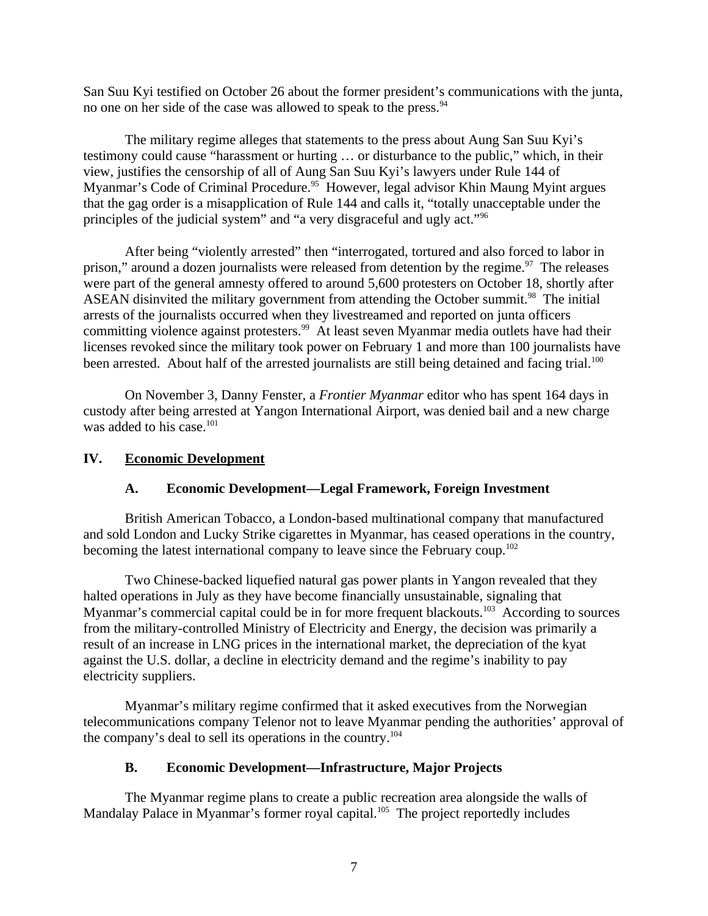San Suu Kyi testified on October 26 about the former president's communications with the junta, no one on her side of the case was allowed to speak to the press.[94]

The military regime alleges that statements to the press about Aung San Suu Kyi's testimony could cause "harassment or hurting … or disturbance to the public," which, in their view, justifies the censorship of all of Aung San Suu Kyi's lawyers under Rule 144 of Myanmar's Code of Criminal Procedure.[95] However, legal advisor Khin Maung Myint argues that the gag order is a misapplication of Rule 144 and calls it, "totally unacceptable under the principles of the judicial system" and "a very disgraceful and ugly act."[96]

After being "violently arrested" then "interrogated, tortured and also forced to labor in prison," around a dozen journalists were released from detention by the regime.[97] The releases were part of the general amnesty offered to around 5,600 protesters on October 18, shortly after ASEAN disinvited the military government from attending the October summit.[98] The initial arrests of the journalists occurred when they livestreamed and reported on junta officers committing violence against protesters.[99] At least seven Myanmar media outlets have had their licenses revoked since the military took power on February 1 and more than 100 journalists have been arrested. About half of the arrested journalists are still being detained and facing trial.[100]

On November 3, Danny Fenster, a *Frontier Myanmar* editor who has spent 164 days in custody after being arrested at Yangon International Airport, was denied bail and a new charge was added to his case.[101]

## IV. Economic Development

### A. Economic Development—Legal Framework, Foreign Investment

British American Tobacco, a London-based multinational company that manufactured and sold London and Lucky Strike cigarettes in Myanmar, has ceased operations in the country, becoming the latest international company to leave since the February coup.[102]

Two Chinese-backed liquefied natural gas power plants in Yangon revealed that they halted operations in July as they have become financially unsustainable, signaling that Myanmar's commercial capital could be in for more frequent blackouts.[103] According to sources from the military-controlled Ministry of Electricity and Energy, the decision was primarily a result of an increase in LNG prices in the international market, the depreciation of the kyat against the U.S. dollar, a decline in electricity demand and the regime's inability to pay electricity suppliers.

Myanmar's military regime confirmed that it asked executives from the Norwegian telecommunications company Telenor not to leave Myanmar pending the authorities' approval of the company's deal to sell its operations in the country.[104]

### B. Economic Development—Infrastructure, Major Projects

The Myanmar regime plans to create a public recreation area alongside the walls of Mandalay Palace in Myanmar's former royal capital.[105] The project reportedly includes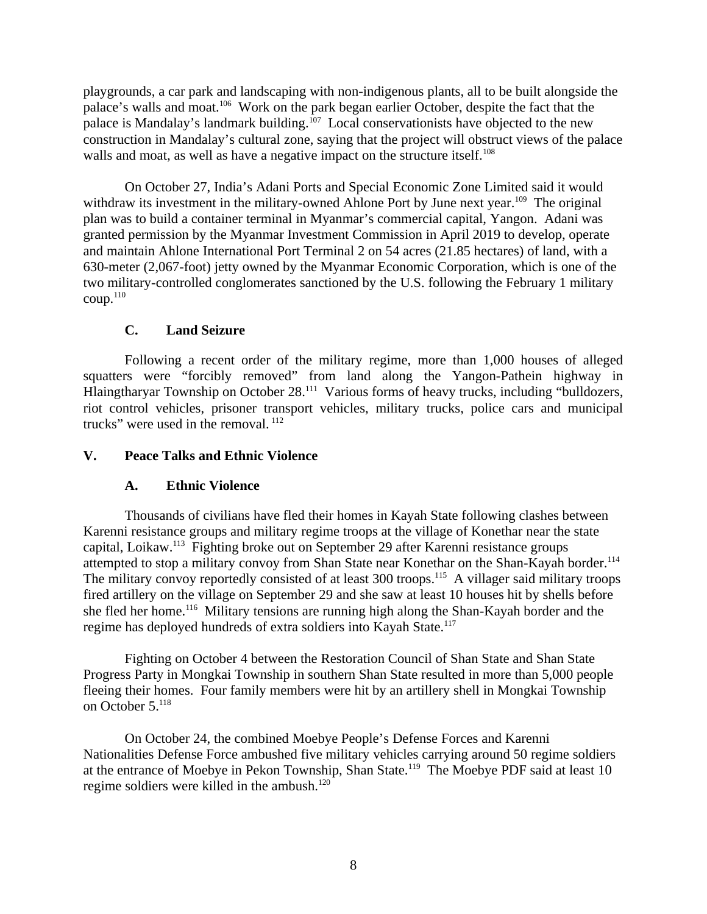playgrounds, a car park and landscaping with non-indigenous plants, all to be built alongside the palace's walls and moat.[106] Work on the park began earlier October, despite the fact that the palace is Mandalay's landmark building.[107] Local conservationists have objected to the new construction in Mandalay's cultural zone, saying that the project will obstruct views of the palace walls and moat, as well as have a negative impact on the structure itself.[108]

On October 27, India's Adani Ports and Special Economic Zone Limited said it would withdraw its investment in the military-owned Ahlone Port by June next year.[109] The original plan was to build a container terminal in Myanmar's commercial capital, Yangon. Adani was granted permission by the Myanmar Investment Commission in April 2019 to develop, operate and maintain Ahlone International Port Terminal 2 on 54 acres (21.85 hectares) of land, with a 630-meter (2,067-foot) jetty owned by the Myanmar Economic Corporation, which is one of the two military-controlled conglomerates sanctioned by the U.S. following the February 1 military coup.[110]

### C. Land Seizure

Following a recent order of the military regime, more than 1,000 houses of alleged squatters were "forcibly removed" from land along the Yangon-Pathein highway in Hlaingtharyar Township on October 28.[111] Various forms of heavy trucks, including "bulldozers, riot control vehicles, prisoner transport vehicles, military trucks, police cars and municipal trucks" were used in the removal.[112]

## V. Peace Talks and Ethnic Violence

### A. Ethnic Violence

Thousands of civilians have fled their homes in Kayah State following clashes between Karenni resistance groups and military regime troops at the village of Konethar near the state capital, Loikaw.[113] Fighting broke out on September 29 after Karenni resistance groups attempted to stop a military convoy from Shan State near Konethar on the Shan-Kayah border.[114] The military convoy reportedly consisted of at least 300 troops.[115] A villager said military troops fired artillery on the village on September 29 and she saw at least 10 houses hit by shells before she fled her home.[116] Military tensions are running high along the Shan-Kayah border and the regime has deployed hundreds of extra soldiers into Kayah State.[117]

Fighting on October 4 between the Restoration Council of Shan State and Shan State Progress Party in Mongkai Township in southern Shan State resulted in more than 5,000 people fleeing their homes. Four family members were hit by an artillery shell in Mongkai Township on October 5.[118]

On October 24, the combined Moebye People's Defense Forces and Karenni Nationalities Defense Force ambushed five military vehicles carrying around 50 regime soldiers at the entrance of Moebye in Pekon Township, Shan State.[119] The Moebye PDF said at least 10 regime soldiers were killed in the ambush.[120]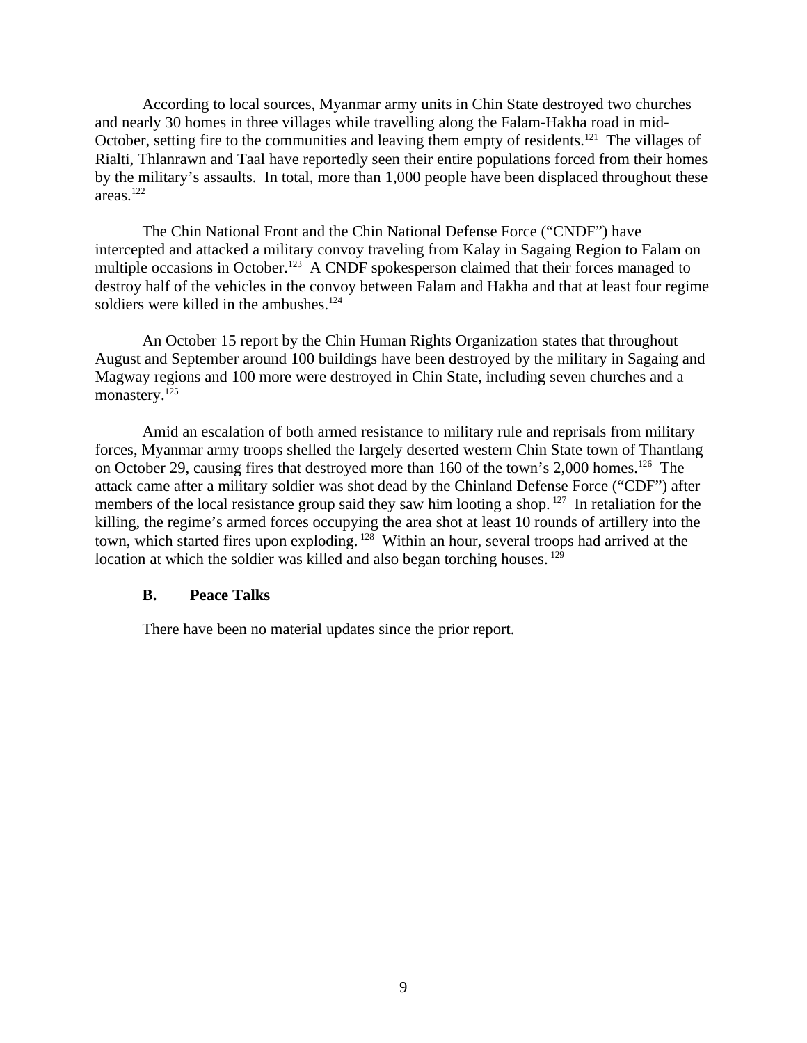According to local sources, Myanmar army units in Chin State destroyed two churches and nearly 30 homes in three villages while travelling along the Falam-Hakha road in mid-October, setting fire to the communities and leaving them empty of residents.[121] The villages of Rialti, Thlanrawn and Taal have reportedly seen their entire populations forced from their homes by the military's assaults. In total, more than 1,000 people have been displaced throughout these areas.[122]

The Chin National Front and the Chin National Defense Force ("CNDF") have intercepted and attacked a military convoy traveling from Kalay in Sagaing Region to Falam on multiple occasions in October.[123] A CNDF spokesperson claimed that their forces managed to destroy half of the vehicles in the convoy between Falam and Hakha and that at least four regime soldiers were killed in the ambushes.[124]

An October 15 report by the Chin Human Rights Organization states that throughout August and September around 100 buildings have been destroyed by the military in Sagaing and Magway regions and 100 more were destroyed in Chin State, including seven churches and a monastery.[125]

Amid an escalation of both armed resistance to military rule and reprisals from military forces, Myanmar army troops shelled the largely deserted western Chin State town of Thantlang on October 29, causing fires that destroyed more than 160 of the town's 2,000 homes.[126] The attack came after a military soldier was shot dead by the Chinland Defense Force ("CDF") after members of the local resistance group said they saw him looting a shop.[127] In retaliation for the killing, the regime's armed forces occupying the area shot at least 10 rounds of artillery into the town, which started fires upon exploding.[128] Within an hour, several troops had arrived at the location at which the soldier was killed and also began torching houses.[129]

### B. Peace Talks

There have been no material updates since the prior report.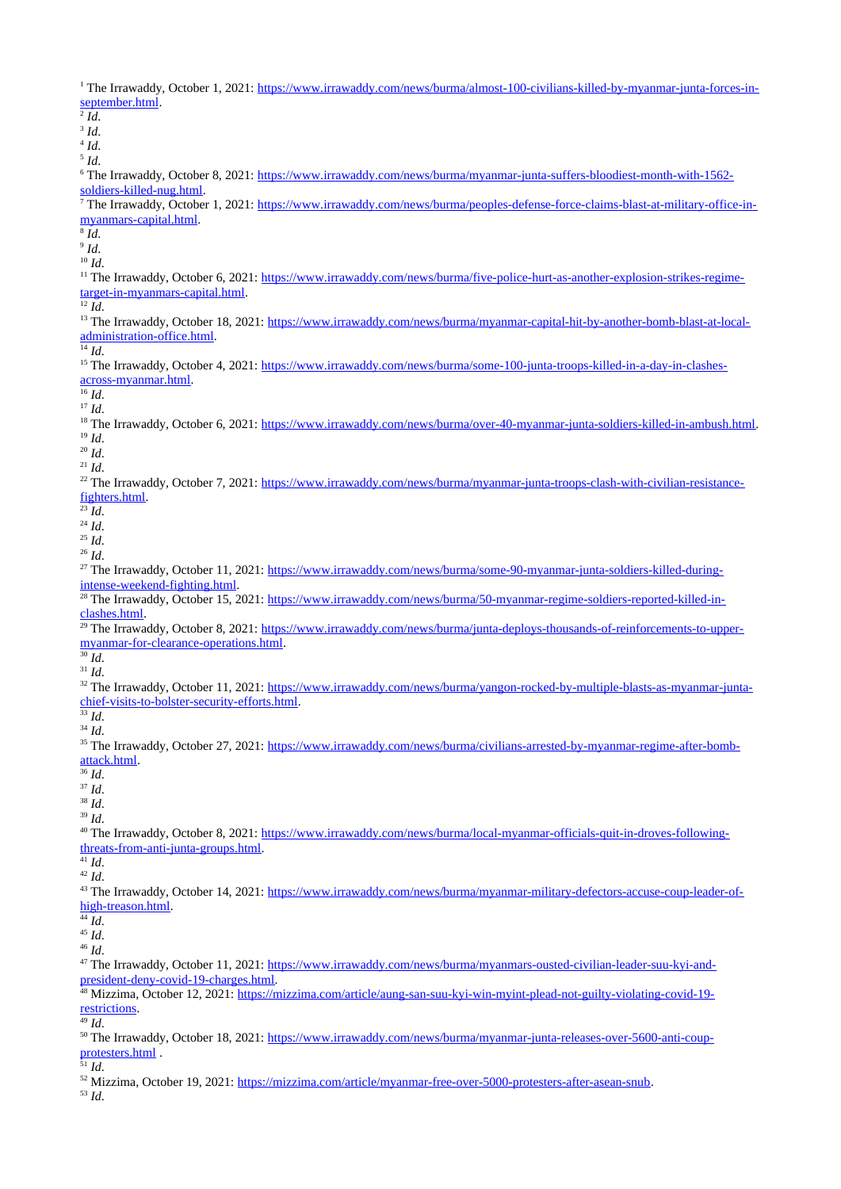[1] The Irrawaddy, October 1, 2021: https://www.irrawaddy.com/news/burma/almost-100-civilians-killed-by-myanmar-junta-forces-in-september.html.
[2] *Id.*
[3] *Id.*
[4] *Id.*
[5] *Id.*
[6] The Irrawaddy, October 8, 2021: https://www.irrawaddy.com/news/burma/myanmar-junta-suffers-bloodiest-month-with-1562-soldiers-killed-nug.html.
[7] The Irrawaddy, October 1, 2021: https://www.irrawaddy.com/news/burma/peoples-defense-force-claims-blast-at-military-office-in-myanmars-capital.html.
[8] *Id.*
[9] *Id.*
[10] *Id.*
[11] The Irrawaddy, October 6, 2021: https://www.irrawaddy.com/news/burma/five-police-hurt-as-another-explosion-strikes-regime-target-in-myanmars-capital.html.
[12] *Id.*
[13] The Irrawaddy, October 18, 2021: https://www.irrawaddy.com/news/burma/myanmar-capital-hit-by-another-bomb-blast-at-local-administration-office.html.
[14] *Id.*
[15] The Irrawaddy, October 4, 2021: https://www.irrawaddy.com/news/burma/some-100-junta-troops-killed-in-a-day-in-clashes-across-myanmar.html.
[16] *Id.*
[17] *Id.*
[18] The Irrawaddy, October 6, 2021: https://www.irrawaddy.com/news/burma/over-40-myanmar-junta-soldiers-killed-in-ambush.html.
[19] *Id.*
[20] *Id.*
[21] *Id.*
[22] The Irrawaddy, October 7, 2021: https://www.irrawaddy.com/news/burma/myanmar-junta-troops-clash-with-civilian-resistance-fighters.html.
[23] *Id.*
[24] *Id.*
[25] *Id.*
[26] *Id.*
[27] The Irrawaddy, October 11, 2021: https://www.irrawaddy.com/news/burma/some-90-myanmar-junta-soldiers-killed-during-intense-weekend-fighting.html.
[28] The Irrawaddy, October 15, 2021: https://www.irrawaddy.com/news/burma/50-myanmar-regime-soldiers-reported-killed-in-clashes.html.
[29] The Irrawaddy, October 8, 2021: https://www.irrawaddy.com/news/burma/junta-deploys-thousands-of-reinforcements-to-upper-myanmar-for-clearance-operations.html.
[30] *Id.*
[31] *Id.*
[32] The Irrawaddy, October 11, 2021: https://www.irrawaddy.com/news/burma/yangon-rocked-by-multiple-blasts-as-myanmar-junta-chief-visits-to-bolster-security-efforts.html.
[33] *Id.*
[34] *Id.*
[35] The Irrawaddy, October 27, 2021: https://www.irrawaddy.com/news/burma/civilians-arrested-by-myanmar-regime-after-bomb-attack.html.
[36] *Id.*
[37] *Id.*
[38] *Id.*
[39] *Id.*
[40] The Irrawaddy, October 8, 2021: https://www.irrawaddy.com/news/burma/local-myanmar-officials-quit-in-droves-following-threats-from-anti-junta-groups.html.
[41] *Id.*
[42] *Id.*
[43] The Irrawaddy, October 14, 2021: https://www.irrawaddy.com/news/burma/myanmar-military-defectors-accuse-coup-leader-of-high-treason.html.
[44] *Id.*
[45] *Id.*
[46] *Id.*
[47] The Irrawaddy, October 11, 2021: https://www.irrawaddy.com/news/burma/myanmars-ousted-civilian-leader-suu-kyi-and-president-deny-covid-19-charges.html.
[48] Mizzima, October 12, 2021: https://mizzima.com/article/aung-san-suu-kyi-win-myint-plead-not-guilty-violating-covid-19-restrictions.
[49] *Id.*
[50] The Irrawaddy, October 18, 2021: https://www.irrawaddy.com/news/burma/myanmar-junta-releases-over-5600-anti-coup-protesters.html .
[51] *Id.*
[52] Mizzima, October 19, 2021: https://mizzima.com/article/myanmar-free-over-5000-protesters-after-asean-snub.
[53] *Id.*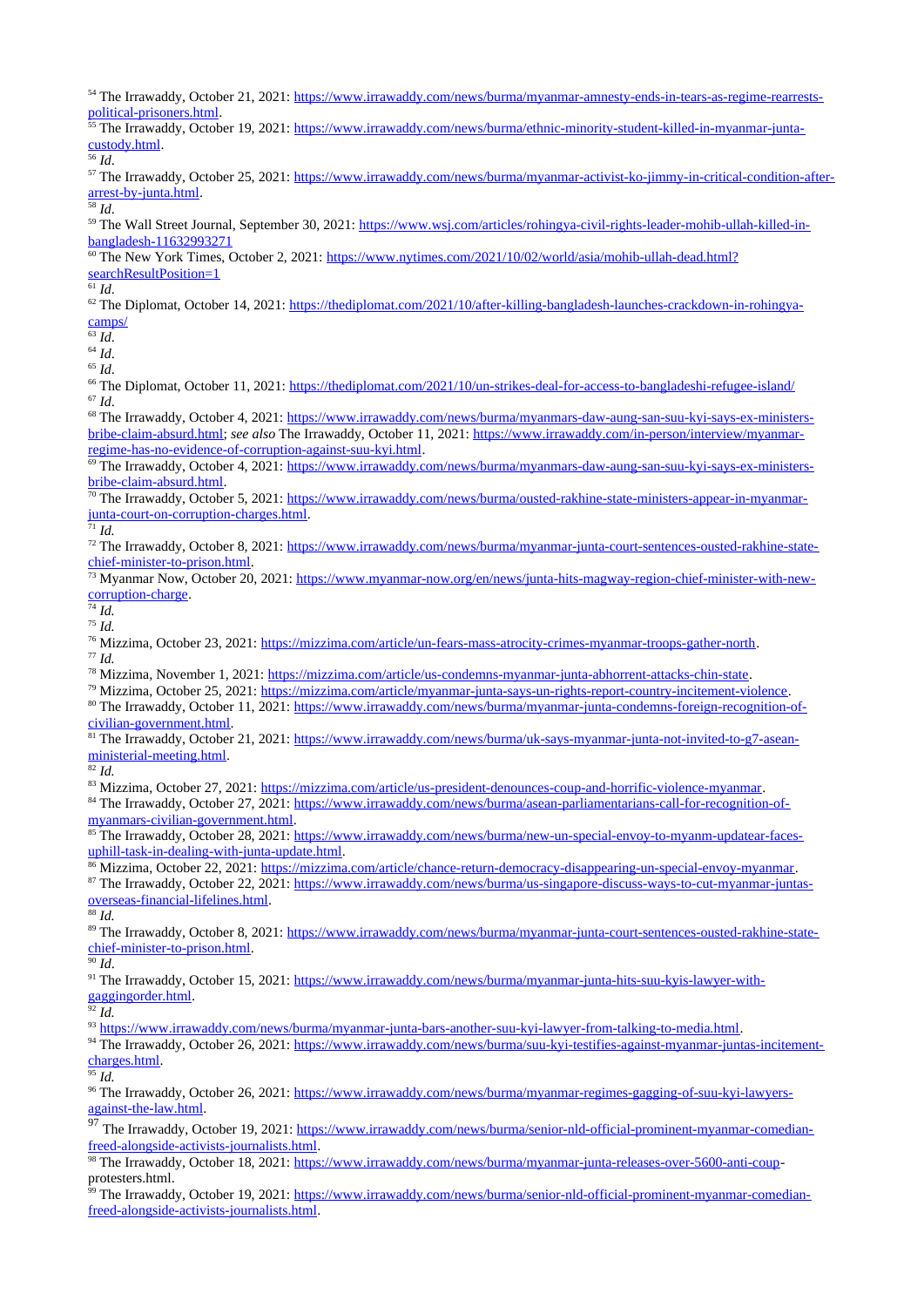[54] The Irrawaddy, October 21, 2021: https://www.irrawaddy.com/news/burma/myanmar-amnesty-ends-in-tears-as-regime-rearrests-political-prisoners.html.

[55] The Irrawaddy, October 19, 2021: https://www.irrawaddy.com/news/burma/ethnic-minority-student-killed-in-myanmar-junta-custody.html.

[56] *Id.*

[57] The Irrawaddy, October 25, 2021: https://www.irrawaddy.com/news/burma/myanmar-activist-ko-jimmy-in-critical-condition-after-arrest-by-junta.html.

[58] *Id.*

[59] The Wall Street Journal, September 30, 2021: https://www.wsj.com/articles/rohingya-civil-rights-leader-mohib-ullah-killed-in-bangladesh-11632993271

[60] The New York Times, October 2, 2021: https://www.nytimes.com/2021/10/02/world/asia/mohib-ullah-dead.html?searchResultPosition=1

[61] *Id.*

[62] The Diplomat, October 14, 2021: https://thediplomat.com/2021/10/after-killing-bangladesh-launches-crackdown-in-rohingya-camps/

[63] *Id.*

[64] *Id.*

[65] *Id.*

[66] The Diplomat, October 11, 2021: https://thediplomat.com/2021/10/un-strikes-deal-for-access-to-bangladeshi-refugee-island/

[67] *Id.*

[68] The Irrawaddy, October 4, 2021: https://www.irrawaddy.com/news/burma/myanmars-daw-aung-san-suu-kyi-says-ex-ministers-bribe-claim-absurd.html; *see also* The Irrawaddy, October 11, 2021: https://www.irrawaddy.com/in-person/interview/myanmar-regime-has-no-evidence-of-corruption-against-suu-kyi.html.

[69] The Irrawaddy, October 4, 2021: https://www.irrawaddy.com/news/burma/myanmars-daw-aung-san-suu-kyi-says-ex-ministers-bribe-claim-absurd.html.

[70] The Irrawaddy, October 5, 2021: https://www.irrawaddy.com/news/burma/ousted-rakhine-state-ministers-appear-in-myanmar-junta-court-on-corruption-charges.html.

[71] *Id.*

[72] The Irrawaddy, October 8, 2021: https://www.irrawaddy.com/news/burma/myanmar-junta-court-sentences-ousted-rakhine-state-chief-minister-to-prison.html.

[73] Myanmar Now, October 20, 2021: https://www.myanmar-now.org/en/news/junta-hits-magway-region-chief-minister-with-new-corruption-charge.

[74] *Id.*

[75] *Id.*

[76] Mizzima, October 23, 2021: https://mizzima.com/article/un-fears-mass-atrocity-crimes-myanmar-troops-gather-north.

[77] *Id.*

[78] Mizzima, November 1, 2021: https://mizzima.com/article/us-condemns-myanmar-junta-abhorrent-attacks-chin-state.

[79] Mizzima, October 25, 2021: https://mizzima.com/article/myanmar-junta-says-un-rights-report-country-incitement-violence.

[80] The Irrawaddy, October 11, 2021: https://www.irrawaddy.com/news/burma/myanmar-junta-condemns-foreign-recognition-of-civilian-government.html.

[81] The Irrawaddy, October 21, 2021: https://www.irrawaddy.com/news/burma/uk-says-myanmar-junta-not-invited-to-g7-asean-ministerial-meeting.html.

[82] *Id.*

[83] Mizzima, October 27, 2021: https://mizzima.com/article/us-president-denounces-coup-and-horrific-violence-myanmar.

[84] The Irrawaddy, October 27, 2021: https://www.irrawaddy.com/news/burma/asean-parliamentarians-call-for-recognition-of-myanmars-civilian-government.html.

[85] The Irrawaddy, October 28, 2021: https://www.irrawaddy.com/news/burma/new-un-special-envoy-to-myanm-updatear-faces-uphill-task-in-dealing-with-junta-update.html.

[86] Mizzima, October 22, 2021: https://mizzima.com/article/chance-return-democracy-disappearing-un-special-envoy-myanmar.

[87] The Irrawaddy, October 22, 2021: https://www.irrawaddy.com/news/burma/us-singapore-discuss-ways-to-cut-myanmar-juntas-overseas-financial-lifelines.html.

[88] *Id.*

[89] The Irrawaddy, October 8, 2021: https://www.irrawaddy.com/news/burma/myanmar-junta-court-sentences-ousted-rakhine-state-chief-minister-to-prison.html.

[90] *Id.*

[91] The Irrawaddy, October 15, 2021: https://www.irrawaddy.com/news/burma/myanmar-junta-hits-suu-kyis-lawyer-with-gaggingorder.html.

[92] *Id.*

[93] https://www.irrawaddy.com/news/burma/myanmar-junta-bars-another-suu-kyi-lawyer-from-talking-to-media.html.

[94] The Irrawaddy, October 26, 2021: https://www.irrawaddy.com/news/burma/suu-kyi-testifies-against-myanmar-juntas-incitement-charges.html.

[95] *Id.*

[96] The Irrawaddy, October 26, 2021: https://www.irrawaddy.com/news/burma/myanmar-regimes-gagging-of-suu-kyi-lawyers-against-the-law.html.

[97] The Irrawaddy, October 19, 2021: https://www.irrawaddy.com/news/burma/senior-nld-official-prominent-myanmar-comedian-freed-alongside-activists-journalists.html.

[98] The Irrawaddy, October 18, 2021: https://www.irrawaddy.com/news/burma/myanmar-junta-releases-over-5600-anti-coup-protesters.html.

[99] The Irrawaddy, October 19, 2021: https://www.irrawaddy.com/news/burma/senior-nld-official-prominent-myanmar-comedian-freed-alongside-activists-journalists.html.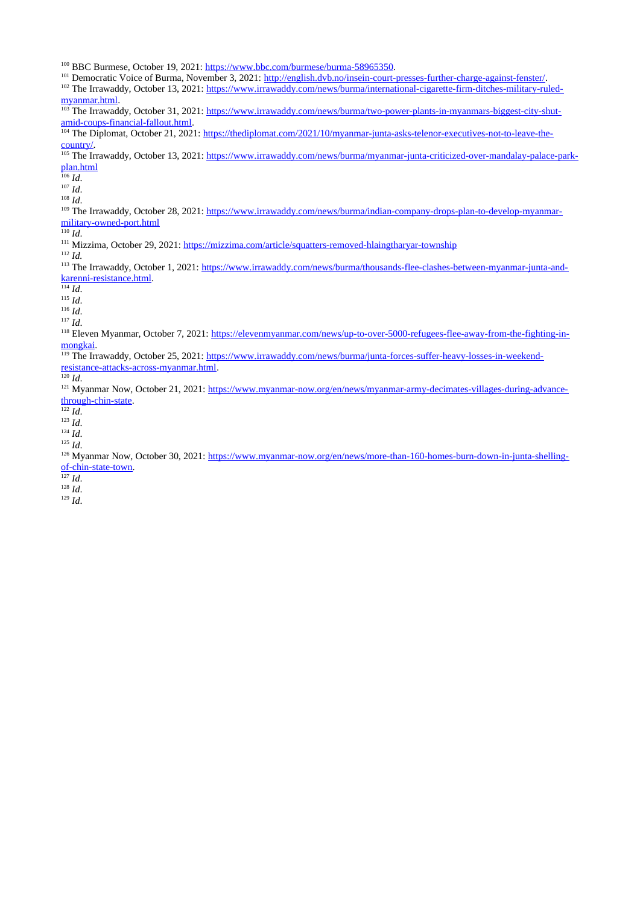[100] BBC Burmese, October 19, 2021: https://www.bbc.com/burmese/burma-58965350.

[101] Democratic Voice of Burma, November 3, 2021: http://english.dvb.no/insein-court-presses-further-charge-against-fenster/.

[102] The Irrawaddy, October 13, 2021: https://www.irrawaddy.com/news/burma/international-cigarette-firm-ditches-military-ruled-myanmar.html.

[103] The Irrawaddy, October 31, 2021: https://www.irrawaddy.com/news/burma/two-power-plants-in-myanmars-biggest-city-shut-amid-coups-financial-fallout.html.

[104] The Diplomat, October 21, 2021: https://thediplomat.com/2021/10/myanmar-junta-asks-telenor-executives-not-to-leave-the-country/.

[105] The Irrawaddy, October 13, 2021: https://www.irrawaddy.com/news/burma/myanmar-junta-criticized-over-mandalay-palace-park-plan.html

[106] *Id*.

[107] *Id*.

[108] *Id*.

[109] The Irrawaddy, October 28, 2021: https://www.irrawaddy.com/news/burma/indian-company-drops-plan-to-develop-myanmar-military-owned-port.html

[110] *Id*.

[111] Mizzima, October 29, 2021: https://mizzima.com/article/squatters-removed-hlaingtharyar-township

[112] *Id.*

[113] The Irrawaddy, October 1, 2021: https://www.irrawaddy.com/news/burma/thousands-flee-clashes-between-myanmar-junta-and-karenni-resistance.html.

[114] *Id*.

[115] *Id*.

[116] *Id*.

[117] *Id*.

[118] Eleven Myanmar, October 7, 2021: https://elevenmyanmar.com/news/up-to-over-5000-refugees-flee-away-from-the-fighting-in-mongkai.

[119] The Irrawaddy, October 25, 2021: https://www.irrawaddy.com/news/burma/junta-forces-suffer-heavy-losses-in-weekend-resistance-attacks-across-myanmar.html.

[120] *Id*.

[121] Myanmar Now, October 21, 2021: https://www.myanmar-now.org/en/news/myanmar-army-decimates-villages-during-advance-through-chin-state.

[122] *Id*.

[123] *Id*.

[124] *Id*.

[125] *Id*.

[126] Myanmar Now, October 30, 2021: https://www.myanmar-now.org/en/news/more-than-160-homes-burn-down-in-junta-shelling-of-chin-state-town.

[127] *Id*.

[128] *Id*.

[129] *Id*.